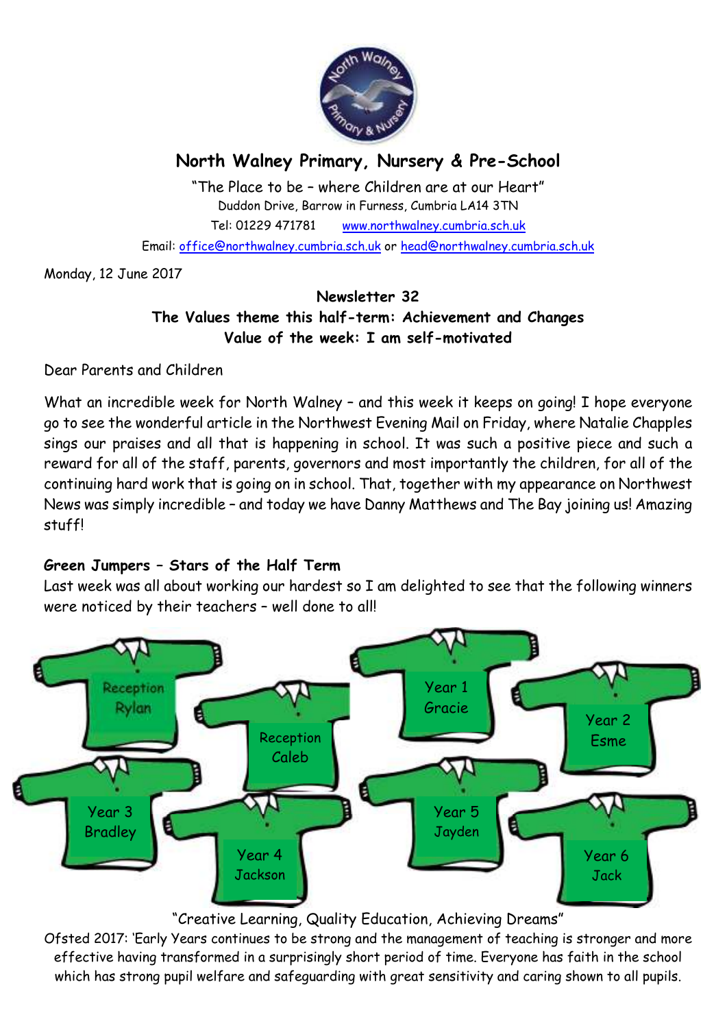# North Walney Primary, Nursery & Pre-School

"The Place to be – where Children are at our Heart"
Duddon Drive, Barrow in Furness, Cumbria LA14 3TN
Tel: 01229 471781 www.northwalney.cumbria.sch.uk
Email: office@northwalney.cumbria.sch.uk or head@northwalney.cumbria.sch.uk

Monday, 12 June 2017

**Newsletter 32**
**The Values theme this half-term: Achievement and Changes**
**Value of the week: I am self-motivated**

Dear Parents and Children

What an incredible week for North Walney – and this week it keeps on going! I hope everyone go to see the wonderful article in the Northwest Evening Mail on Friday, where Natalie Chapples sings our praises and all that is happening in school. It was such a positive piece and such a reward for all of the staff, parents, governors and most importantly the children, for all of the continuing hard work that is going on in school. That, together with my appearance on Northwest News was simply incredible – and today we have Danny Matthews and The Bay joining us! Amazing stuff!

**Green Jumpers – Stars of the Half Term**

Last week was all about working our hardest so I am delighted to see that the following winners were noticed by their teachers – well done to all!

- Reception – Rylan
- Reception – Caleb
- Year 1 – Gracie
- Year 2 – Esme
- Year 3 – Bradley
- Year 4 – Jackson
- Year 5 – Jayden
- Year 6 – Jack

"Creative Learning, Quality Education, Achieving Dreams"
Ofsted 2017: 'Early Years continues to be strong and the management of teaching is stronger and more effective having transformed in a surprisingly short period of time. Everyone has faith in the school which has strong pupil welfare and safeguarding with great sensitivity and caring shown to all pupils.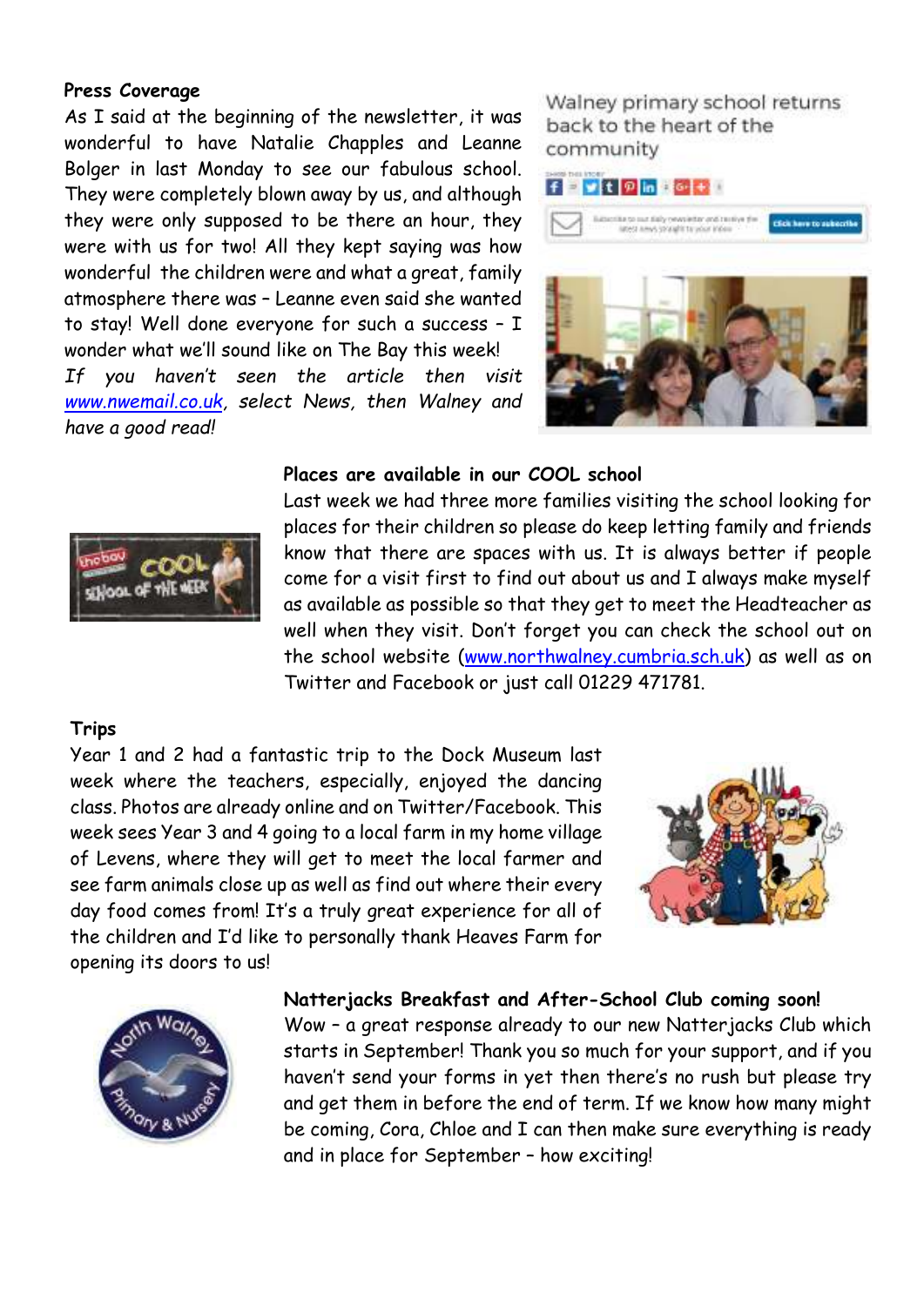**Press Coverage**

As I said at the beginning of the newsletter, it was wonderful to have Natalie Chapples and Leanne Bolger in last Monday to see our fabulous school. They were completely blown away by us, and although they were only supposed to be there an hour, they were with us for two! All they kept saying was how wonderful the children were and what a great, family atmosphere there was – Leanne even said she wanted to stay! Well done everyone for such a success – I wonder what we'll sound like on The Bay this week!

*If you haven't seen the article then visit www.nwemail.co.uk, select News, then Walney and have a good read!*

Walney primary school returns back to the heart of the community

**Places are available in our COOL school**

Last week we had three more families visiting the school looking for places for their children so please do keep letting family and friends know that there are spaces with us. It is always better if people come for a visit first to find out about us and I always make myself as available as possible so that they get to meet the Headteacher as well when they visit. Don't forget you can check the school out on the school website (www.northwalney.cumbria.sch.uk) as well as on Twitter and Facebook or just call 01229 471781.

**Trips**

Year 1 and 2 had a fantastic trip to the Dock Museum last week where the teachers, especially, enjoyed the dancing class. Photos are already online and on Twitter/Facebook. This week sees Year 3 and 4 going to a local farm in my home village of Levens, where they will get to meet the local farmer and see farm animals close up as well as find out where their every day food comes from! It's a truly great experience for all of the children and I'd like to personally thank Heaves Farm for opening its doors to us!

**Natterjacks Breakfast and After-School Club coming soon!**

Wow – a great response already to our new Natterjacks Club which starts in September! Thank you so much for your support, and if you haven't send your forms in yet then there's no rush but please try and get them in before the end of term. If we know how many might be coming, Cora, Chloe and I can then make sure everything is ready and in place for September – how exciting!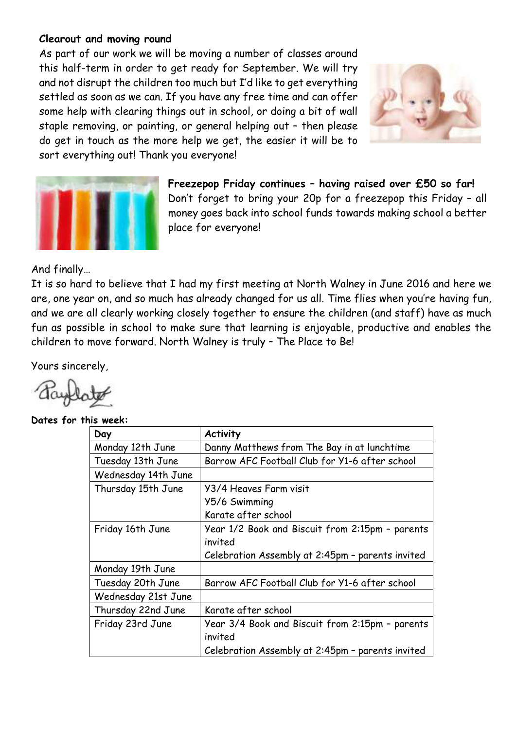**Clearout and moving round**

As part of our work we will be moving a number of classes around this half-term in order to get ready for September. We will try and not disrupt the children too much but I'd like to get everything settled as soon as we can. If you have any free time and can offer some help with clearing things out in school, or doing a bit of wall staple removing, or painting, or general helping out – then please do get in touch as the more help we get, the easier it will be to sort everything out! Thank you everyone!

**Freezepop Friday continues – having raised over £50 so far!** Don't forget to bring your 20p for a freezepop this Friday – all money goes back into school funds towards making school a better place for everyone!

And finally…

It is so hard to believe that I had my first meeting at North Walney in June 2016 and here we are, one year on, and so much has already changed for us all. Time flies when you're having fun, and we are all clearly working closely together to ensure the children (and staff) have as much fun as possible in school to make sure that learning is enjoyable, productive and enables the children to move forward. North Walney is truly – The Place to Be!

Yours sincerely,

**Dates for this week:**

| Day | Activity |
|---|---|
| Monday 12th June | Danny Matthews from The Bay in at lunchtime |
| Tuesday 13th June | Barrow AFC Football Club for Y1-6 after school |
| Wednesday 14th June | |
| Thursday 15th June | Y3/4 Heaves Farm visit<br>Y5/6 Swimming<br>Karate after school |
| Friday 16th June | Year 1/2 Book and Biscuit from 2:15pm – parents invited<br>Celebration Assembly at 2:45pm – parents invited |
| Monday 19th June | |
| Tuesday 20th June | Barrow AFC Football Club for Y1-6 after school |
| Wednesday 21st June | |
| Thursday 22nd June | Karate after school |
| Friday 23rd June | Year 3/4 Book and Biscuit from 2:15pm – parents invited<br>Celebration Assembly at 2:45pm – parents invited |